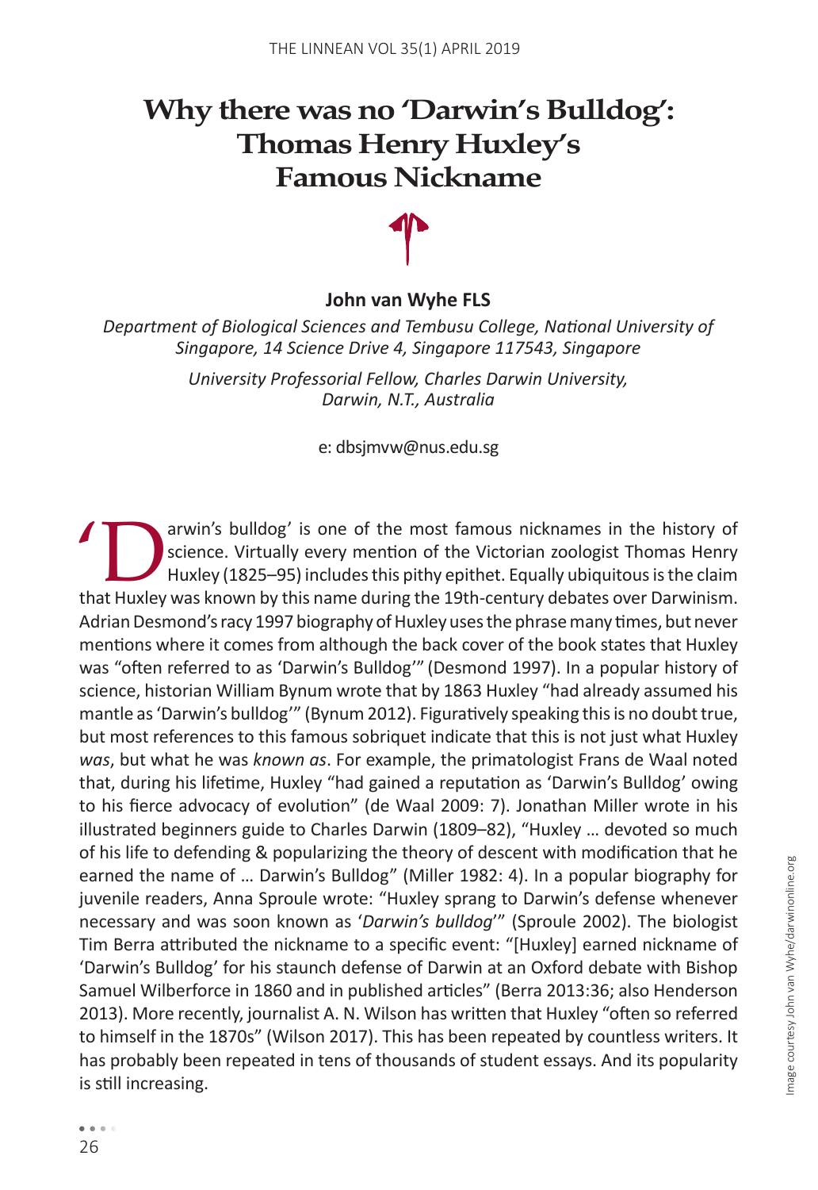# Why there was no 'Darwin's Bulldog': Thomas Henry Huxley's Famous Nickname

**John van Wyhe FLS**

*Department of Biological Sciences and Tembusu College, National University of Singapore, 14 Science Drive 4, Singapore 117543, Singapore*

*University Professorial Fellow, Charles Darwin University, Darwin, N.T., Australia*

e: dbsjmvw@nus.edu.sg

'Darwin's bulldog' is one of the most famous nicknames in the history of science. Virtually every mention of the Victorian zoologist Thomas Henry Huxley (1825–95) includes this pithy epithet. Equally ubiquitous is the claim that Huxley was known by this name during the 19th-century debates over Darwinism. Adrian Desmond's racy 1997 biography of Huxley uses the phrase many times, but never mentions where it comes from although the back cover of the book states that Huxley was "often referred to as 'Darwin's Bulldog'" (Desmond 1997). In a popular history of science, historian William Bynum wrote that by 1863 Huxley "had already assumed his mantle as 'Darwin's bulldog'" (Bynum 2012). Figuratively speaking this is no doubt true, but most references to this famous sobriquet indicate that this is not just what Huxley *was*, but what he was *known as*. For example, the primatologist Frans de Waal noted that, during his lifetime, Huxley "had gained a reputation as 'Darwin's Bulldog' owing to his fierce advocacy of evolution" (de Waal 2009: 7). Jonathan Miller wrote in his illustrated beginners guide to Charles Darwin (1809–82), "Huxley … devoted so much of his life to defending & popularizing the theory of descent with modification that he earned the name of … Darwin's Bulldog" (Miller 1982: 4). In a popular biography for juvenile readers, Anna Sproule wrote: "Huxley sprang to Darwin's defense whenever necessary and was soon known as '*Darwin's bulldog*'" (Sproule 2002). The biologist Tim Berra attributed the nickname to a specific event: "[Huxley] earned nickname of 'Darwin's Bulldog' for his staunch defense of Darwin at an Oxford debate with Bishop Samuel Wilberforce in 1860 and in published articles" (Berra 2013:36; also Henderson 2013). More recently, journalist A. N. Wilson has written that Huxley "often so referred to himself in the 1870s" (Wilson 2017). This has been repeated by countless writers. It has probably been repeated in tens of thousands of student essays. And its popularity is still increasing.

Image courtesy John van Wyhe/darwinonline.org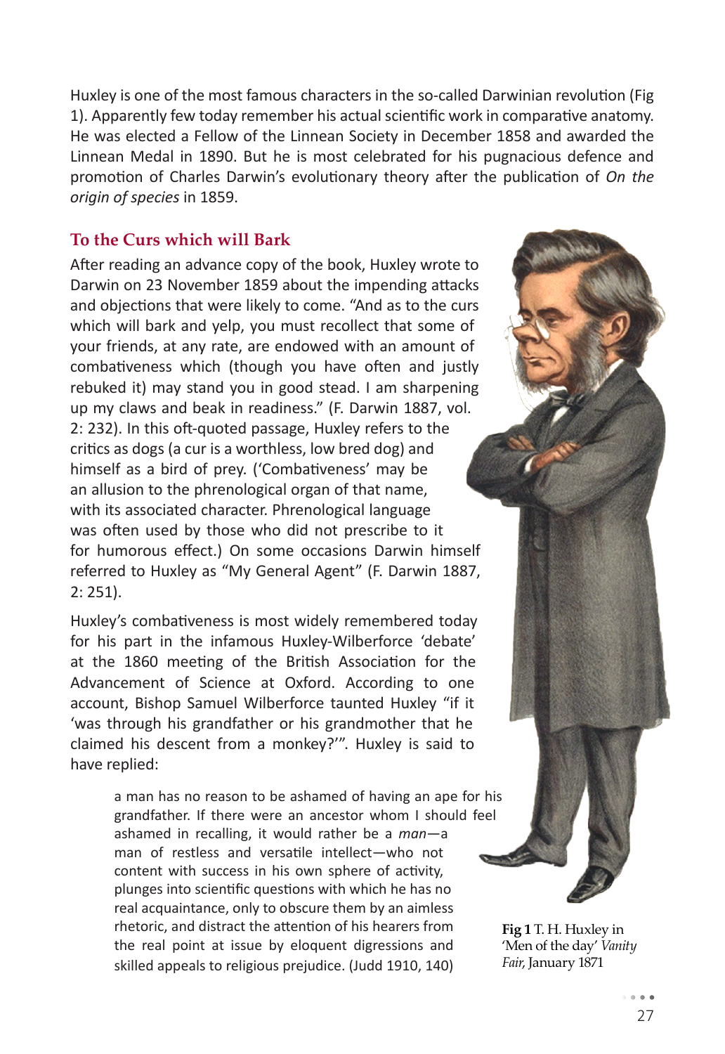Huxley is one of the most famous characters in the so-called Darwinian revolution (Fig 1). Apparently few today remember his actual scientific work in comparative anatomy. He was elected a Fellow of the Linnean Society in December 1858 and awarded the Linnean Medal in 1890. But he is most celebrated for his pugnacious defence and promotion of Charles Darwin's evolutionary theory after the publication of *On the origin of species* in 1859.

## To the Curs which will Bark

After reading an advance copy of the book, Huxley wrote to Darwin on 23 November 1859 about the impending attacks and objections that were likely to come. "And as to the curs which will bark and yelp, you must recollect that some of your friends, at any rate, are endowed with an amount of combativeness which (though you have often and justly rebuked it) may stand you in good stead. I am sharpening up my claws and beak in readiness." (F. Darwin 1887, vol. 2: 232). In this oft-quoted passage, Huxley refers to the critics as dogs (a cur is a worthless, low bred dog) and himself as a bird of prey. ('Combativeness' may be an allusion to the phrenological organ of that name, with its associated character. Phrenological language was often used by those who did not prescribe to it for humorous effect.) On some occasions Darwin himself referred to Huxley as "My General Agent" (F. Darwin 1887, 2: 251).

Huxley's combativeness is most widely remembered today for his part in the infamous Huxley-Wilberforce 'debate' at the 1860 meeting of the British Association for the Advancement of Science at Oxford. According to one account, Bishop Samuel Wilberforce taunted Huxley "if it 'was through his grandfather or his grandmother that he claimed his descent from a monkey?'". Huxley is said to have replied:

> a man has no reason to be ashamed of having an ape for his grandfather. If there were an ancestor whom I should feel ashamed in recalling, it would rather be a *man*—a man of restless and versatile intellect—who not content with success in his own sphere of activity, plunges into scientific questions with which he has no real acquaintance, only to obscure them by an aimless rhetoric, and distract the attention of his hearers from the real point at issue by eloquent digressions and skilled appeals to religious prejudice. (Judd 1910, 140)

**Fig 1** T. H. Huxley in 'Men of the day' *Vanity Fair,* January 1871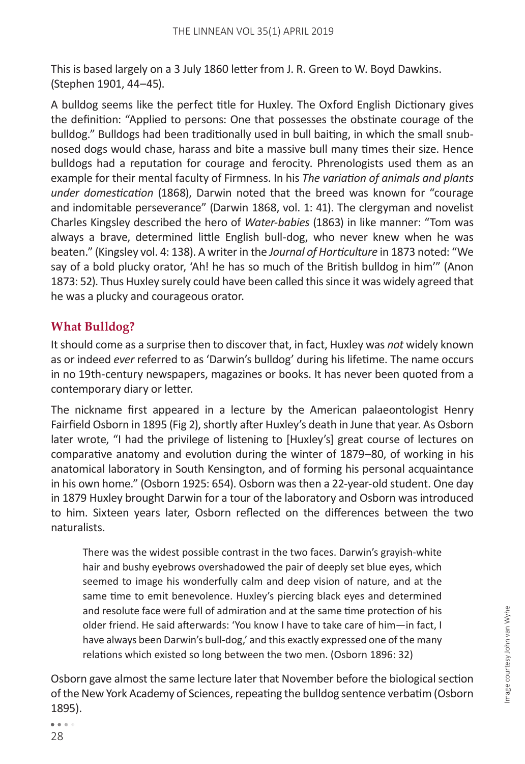This is based largely on a 3 July 1860 letter from J. R. Green to W. Boyd Dawkins. (Stephen 1901, 44–45).

A bulldog seems like the perfect title for Huxley. The Oxford English Dictionary gives the definition: "Applied to persons: One that possesses the obstinate courage of the bulldog." Bulldogs had been traditionally used in bull baiting, in which the small snub-nosed dogs would chase, harass and bite a massive bull many times their size. Hence bulldogs had a reputation for courage and ferocity. Phrenologists used them as an example for their mental faculty of Firmness. In his *The variation of animals and plants under domestication* (1868), Darwin noted that the breed was known for "courage and indomitable perseverance" (Darwin 1868, vol. 1: 41). The clergyman and novelist Charles Kingsley described the hero of *Water-babies* (1863) in like manner: "Tom was always a brave, determined little English bull-dog, who never knew when he was beaten." (Kingsley vol. 4: 138). A writer in the *Journal of Horticulture* in 1873 noted: "We say of a bold plucky orator, 'Ah! he has so much of the British bulldog in him'" (Anon 1873: 52). Thus Huxley surely could have been called this since it was widely agreed that he was a plucky and courageous orator.

## What Bulldog?

It should come as a surprise then to discover that, in fact, Huxley was *not* widely known as or indeed *ever* referred to as 'Darwin's bulldog' during his lifetime. The name occurs in no 19th-century newspapers, magazines or books. It has never been quoted from a contemporary diary or letter.

The nickname first appeared in a lecture by the American palaeontologist Henry Fairfield Osborn in 1895 (Fig 2), shortly after Huxley's death in June that year. As Osborn later wrote, "I had the privilege of listening to [Huxley's] great course of lectures on comparative anatomy and evolution during the winter of 1879–80, of working in his anatomical laboratory in South Kensington, and of forming his personal acquaintance in his own home." (Osborn 1925: 654). Osborn was then a 22-year-old student. One day in 1879 Huxley brought Darwin for a tour of the laboratory and Osborn was introduced to him. Sixteen years later, Osborn reflected on the differences between the two naturalists.

> There was the widest possible contrast in the two faces. Darwin's grayish-white hair and bushy eyebrows overshadowed the pair of deeply set blue eyes, which seemed to image his wonderfully calm and deep vision of nature, and at the same time to emit benevolence. Huxley's piercing black eyes and determined and resolute face were full of admiration and at the same time protection of his older friend. He said afterwards: 'You know I have to take care of him—in fact, I have always been Darwin's bull-dog,' and this exactly expressed one of the many relations which existed so long between the two men. (Osborn 1896: 32)

Osborn gave almost the same lecture later that November before the biological section of the New York Academy of Sciences, repeating the bulldog sentence verbatim (Osborn 1895).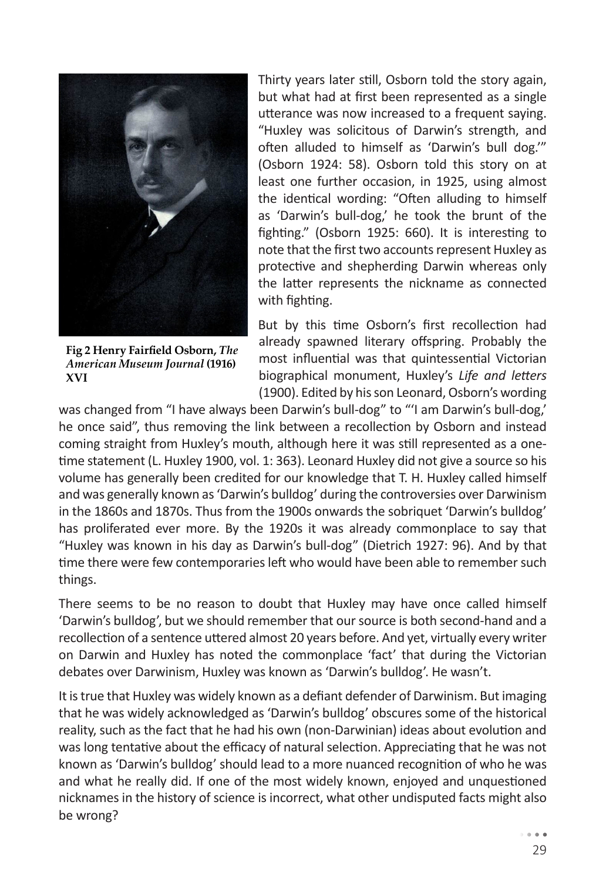Fig 2 Henry Fairfield Osborn, *The American Museum Journal* (1916) XVI

Thirty years later still, Osborn told the story again, but what had at first been represented as a single utterance was now increased to a frequent saying. "Huxley was solicitous of Darwin's strength, and often alluded to himself as 'Darwin's bull dog.'" (Osborn 1924: 58). Osborn told this story on at least one further occasion, in 1925, using almost the identical wording: "Often alluding to himself as 'Darwin's bull-dog,' he took the brunt of the fighting." (Osborn 1925: 660). It is interesting to note that the first two accounts represent Huxley as protective and shepherding Darwin whereas only the latter represents the nickname as connected with fighting.

But by this time Osborn's first recollection had already spawned literary offspring. Probably the most influential was that quintessential Victorian biographical monument, Huxley's *Life and letters* (1900). Edited by his son Leonard, Osborn's wording was changed from "I have always been Darwin's bull-dog" to "'I am Darwin's bull-dog,' he once said", thus removing the link between a recollection by Osborn and instead coming straight from Huxley's mouth, although here it was still represented as a one-time statement (L. Huxley 1900, vol. 1: 363). Leonard Huxley did not give a source so his volume has generally been credited for our knowledge that T. H. Huxley called himself and was generally known as 'Darwin's bulldog' during the controversies over Darwinism in the 1860s and 1870s. Thus from the 1900s onwards the sobriquet 'Darwin's bulldog' has proliferated ever more. By the 1920s it was already commonplace to say that "Huxley was known in his day as Darwin's bull-dog" (Dietrich 1927: 96). And by that time there were few contemporaries left who would have been able to remember such things.

There seems to be no reason to doubt that Huxley may have once called himself 'Darwin's bulldog', but we should remember that our source is both second-hand and a recollection of a sentence uttered almost 20 years before. And yet, virtually every writer on Darwin and Huxley has noted the commonplace 'fact' that during the Victorian debates over Darwinism, Huxley was known as 'Darwin's bulldog'. He wasn't.

It is true that Huxley was widely known as a defiant defender of Darwinism. But imaging that he was widely acknowledged as 'Darwin's bulldog' obscures some of the historical reality, such as the fact that he had his own (non-Darwinian) ideas about evolution and was long tentative about the efficacy of natural selection. Appreciating that he was not known as 'Darwin's bulldog' should lead to a more nuanced recognition of who he was and what he really did. If one of the most widely known, enjoyed and unquestioned nicknames in the history of science is incorrect, what other undisputed facts might also be wrong?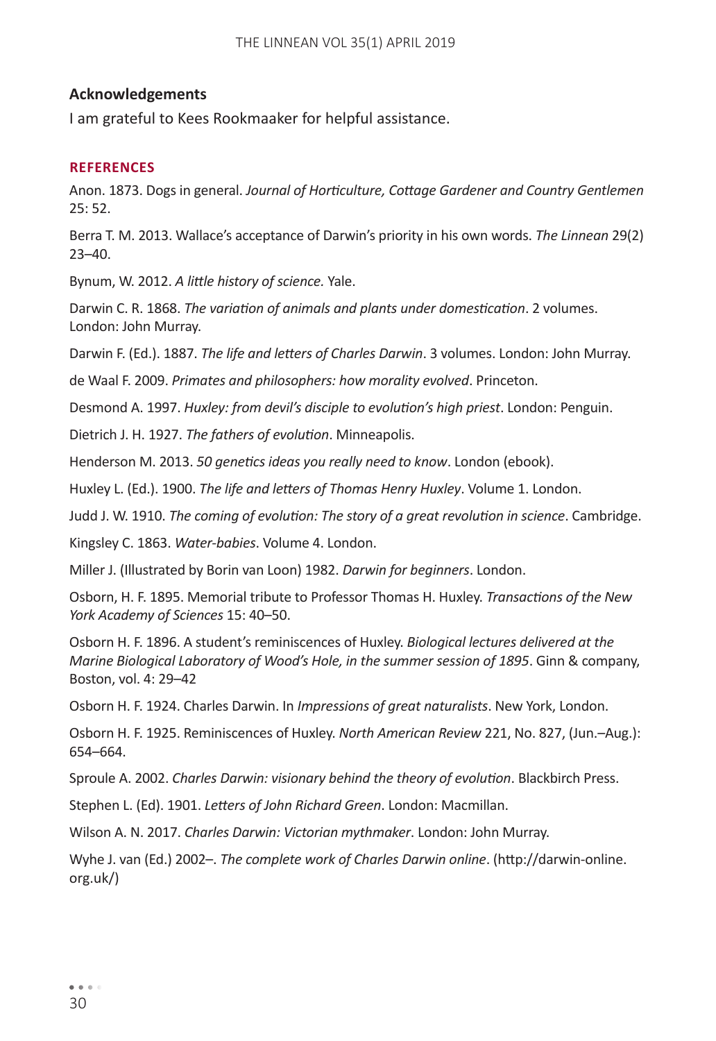## Acknowledgements

I am grateful to Kees Rookmaaker for helpful assistance.

## REFERENCES

Anon. 1873. Dogs in general. *Journal of Horticulture, Cottage Gardener and Country Gentlemen* 25: 52.

Berra T. M. 2013. Wallace's acceptance of Darwin's priority in his own words. *The Linnean* 29(2) 23–40.

Bynum, W. 2012. *A little history of science.* Yale.

Darwin C. R. 1868. *The variation of animals and plants under domestication*. 2 volumes. London: John Murray.

Darwin F. (Ed.). 1887. *The life and letters of Charles Darwin*. 3 volumes. London: John Murray.

de Waal F. 2009. *Primates and philosophers: how morality evolved*. Princeton.

Desmond A. 1997. *Huxley: from devil's disciple to evolution's high priest*. London: Penguin.

Dietrich J. H. 1927. *The fathers of evolution*. Minneapolis.

Henderson M. 2013. *50 genetics ideas you really need to know*. London (ebook).

Huxley L. (Ed.). 1900. *The life and letters of Thomas Henry Huxley*. Volume 1. London.

Judd J. W. 1910. *The coming of evolution: The story of a great revolution in science*. Cambridge.

Kingsley C. 1863. *Water-babies*. Volume 4. London.

Miller J. (Illustrated by Borin van Loon) 1982. *Darwin for beginners*. London.

Osborn, H. F. 1895. Memorial tribute to Professor Thomas H. Huxley. *Transactions of the New York Academy of Sciences* 15: 40–50.

Osborn H. F. 1896. A student's reminiscences of Huxley. *Biological lectures delivered at the Marine Biological Laboratory of Wood's Hole, in the summer session of 1895*. Ginn & company, Boston, vol. 4: 29–42

Osborn H. F. 1924. Charles Darwin. In *Impressions of great naturalists*. New York, London.

Osborn H. F. 1925. Reminiscences of Huxley. *North American Review* 221, No. 827, (Jun.–Aug.): 654–664.

Sproule A. 2002. *Charles Darwin: visionary behind the theory of evolution*. Blackbirch Press.

Stephen L. (Ed). 1901. *Letters of John Richard Green*. London: Macmillan.

Wilson A. N. 2017. *Charles Darwin: Victorian mythmaker*. London: John Murray.

Wyhe J. van (Ed.) 2002–. *The complete work of Charles Darwin online*. (http://darwin-online.org.uk/)